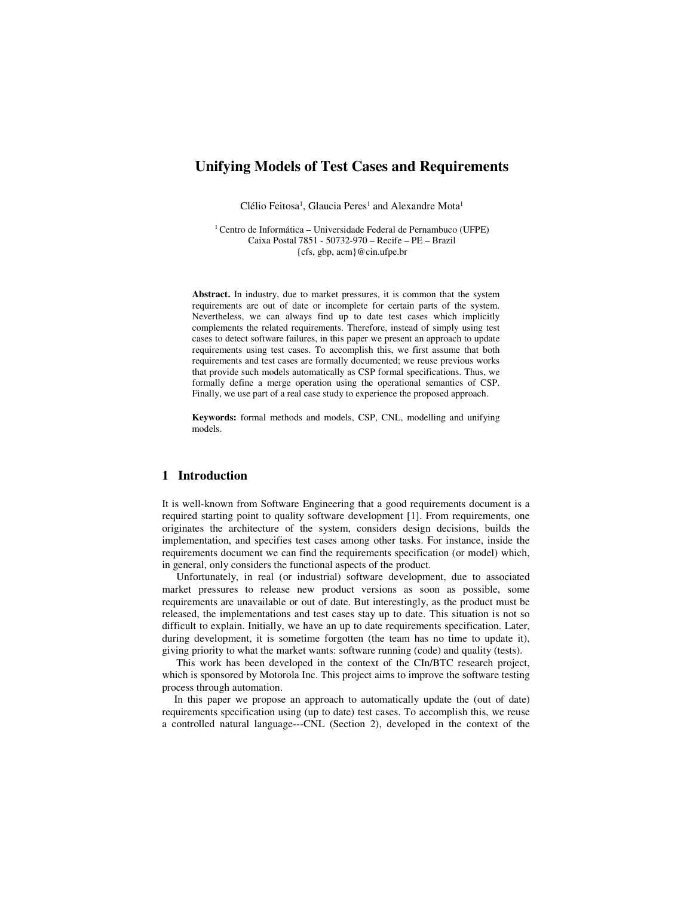# Unifying Models of Test Cases and Requirements

Clélio Feitosa[1], Glaucia Peres[1] and Alexandre Mota[1]

[1] Centro de Informática – Universidade Federal de Pernambuco (UFPE)
Caixa Postal 7851 - 50732-970 – Recife – PE – Brazil
{cfs, gbp, acm}@cin.ufpe.br

**Abstract.** In industry, due to market pressures, it is common that the system requirements are out of date or incomplete for certain parts of the system. Nevertheless, we can always find up to date test cases which implicitly complements the related requirements. Therefore, instead of simply using test cases to detect software failures, in this paper we present an approach to update requirements using test cases. To accomplish this, we first assume that both requirements and test cases are formally documented; we reuse previous works that provide such models automatically as CSP formal specifications. Thus, we formally define a merge operation using the operational semantics of CSP. Finally, we use part of a real case study to experience the proposed approach.

**Keywords:** formal methods and models, CSP, CNL, modelling and unifying models.

## 1 Introduction

It is well-known from Software Engineering that a good requirements document is a required starting point to quality software development [1]. From requirements, one originates the architecture of the system, considers design decisions, builds the implementation, and specifies test cases among other tasks. For instance, inside the requirements document we can find the requirements specification (or model) which, in general, only considers the functional aspects of the product.

Unfortunately, in real (or industrial) software development, due to associated market pressures to release new product versions as soon as possible, some requirements are unavailable or out of date. But interestingly, as the product must be released, the implementations and test cases stay up to date. This situation is not so difficult to explain. Initially, we have an up to date requirements specification. Later, during development, it is sometime forgotten (the team has no time to update it), giving priority to what the market wants: software running (code) and quality (tests).

This work has been developed in the context of the CIn/BTC research project, which is sponsored by Motorola Inc. This project aims to improve the software testing process through automation.

In this paper we propose an approach to automatically update the (out of date) requirements specification using (up to date) test cases. To accomplish this, we reuse a controlled natural language---CNL (Section 2), developed in the context of the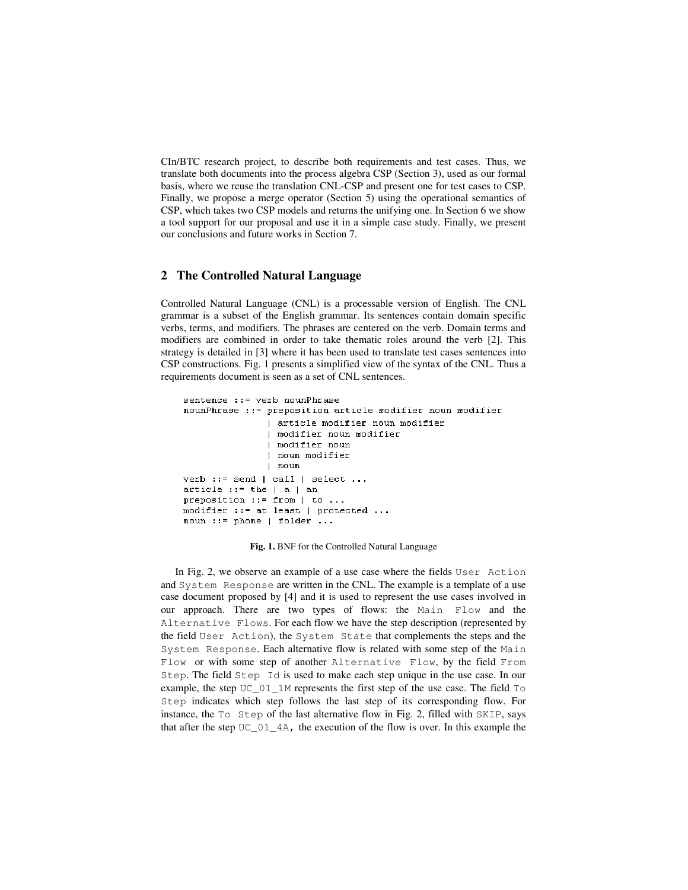CIn/BTC research project, to describe both requirements and test cases. Thus, we translate both documents into the process algebra CSP (Section 3), used as our formal basis, where we reuse the translation CNL-CSP and present one for test cases to CSP. Finally, we propose a merge operator (Section 5) using the operational semantics of CSP, which takes two CSP models and returns the unifying one. In Section 6 we show a tool support for our proposal and use it in a simple case study. Finally, we present our conclusions and future works in Section 7.

## 2 The Controlled Natural Language

Controlled Natural Language (CNL) is a processable version of English. The CNL grammar is a subset of the English grammar. Its sentences contain domain specific verbs, terms, and modifiers. The phrases are centered on the verb. Domain terms and modifiers are combined in order to take thematic roles around the verb [2]. This strategy is detailed in [3] where it has been used to translate test cases sentences into CSP constructions. Fig. 1 presents a simplified view of the syntax of the CNL. Thus a requirements document is seen as a set of CNL sentences.

```
sentence ::= verb nounPhrase
nounPhrase ::= preposition article modifier noun modifier
             | article modifier noun modifier
             | modifier noun modifier
             | modifier noun
             | noun modifier
             | noun
verb ::= send | call | select ...
article ::= the | a | an
preposition ::= from | to ...
modifier ::= at least | protected ...
noun ::= phone | folder ...
```

**Fig. 1.** BNF for the Controlled Natural Language

In Fig. 2, we observe an example of a use case where the fields `User Action` and `System Response` are written in the CNL. The example is a template of a use case document proposed by [4] and it is used to represent the use cases involved in our approach. There are two types of flows: the `Main Flow` and the `Alternative Flows`. For each flow we have the step description (represented by the field `User Action`), the `System State` that complements the steps and the `System Response`. Each alternative flow is related with some step of the `Main Flow` or with some step of another `Alternative Flow`, by the field `From Step`. The field `Step Id` is used to make each step unique in the use case. In our example, the step `UC_01_1M` represents the first step of the use case. The field `To Step` indicates which step follows the last step of its corresponding flow. For instance, the `To Step` of the last alternative flow in Fig. 2, filled with `SKIP`, says that after the step `UC_01_4A`, the execution of the flow is over. In this example the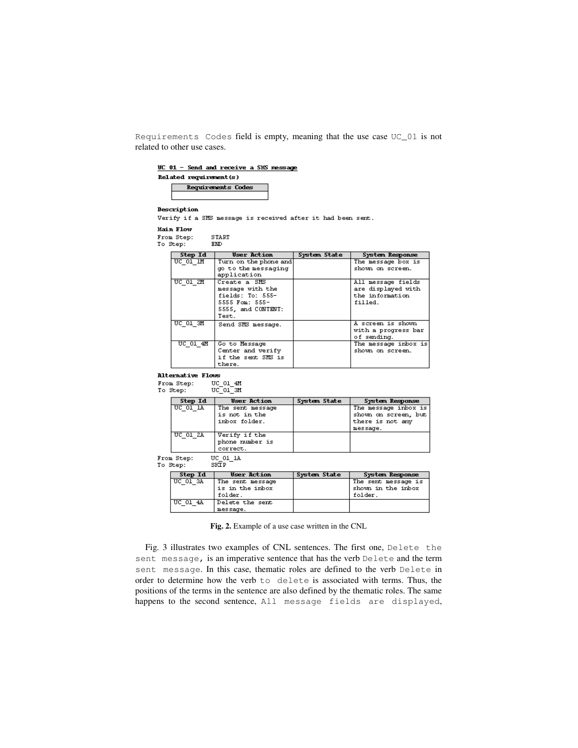Requirements Codes field is empty, meaning that the use case UC_01 is not related to other use cases.

**UC 01 – Send and receive a SMS message**

**Related requirement(s)**

| Requirements Codes |
|---|
| |

**Description**

Verify if a SMS message is received after it had been sent.

**Main Flow**

From Step: START
To Step: END

| Step Id | User Action | System State | System Response |
|---|---|---|---|
| UC_01_1M | Turn on the phone and go to the messaging application | | The message box is shown on screen. |
| UC_01_2M | Create a SMS message with the fields: To: 555-5555 Fom: 555-5555, and CONTENT: Test. | | All message fields are displayed with the information filled. |
| UC_01_3M | Send SMS message. | | A screen is shown with a progress bar of sending. |
| UC_01_4M | Go to Message Center and verify if the sent SMS is there. | | The message inbox is shown on screen. |

**Alternative Flows**

From Step: UC_01_4M
To Step: UC_01_3M

| Step Id | User Action | System State | System Response |
|---|---|---|---|
| UC_01_1A | The sent message is not in the inbox folder. | | The message inbox is shown on screen, but there is not any message. |
| UC_01_2A | Verify if the phone number is correct. | | |

From Step: UC_01_1A
To Step: SKIP

| Step Id | User Action | System State | System Response |
|---|---|---|---|
| UC_01_3A | The sent message is in the inbox folder. | | The sent message is shown in the inbox folder. |
| UC_01_4A | Delete the sent message. | | |

**Fig. 2.** Example of a use case written in the CNL

Fig. 3 illustrates two examples of CNL sentences. The first one, Delete the sent message, is an imperative sentence that has the verb Delete and the term sent message. In this case, thematic roles are defined to the verb Delete in order to determine how the verb to delete is associated with terms. Thus, the positions of the terms in the sentence are also defined by the thematic roles. The same happens to the second sentence, All message fields are displayed,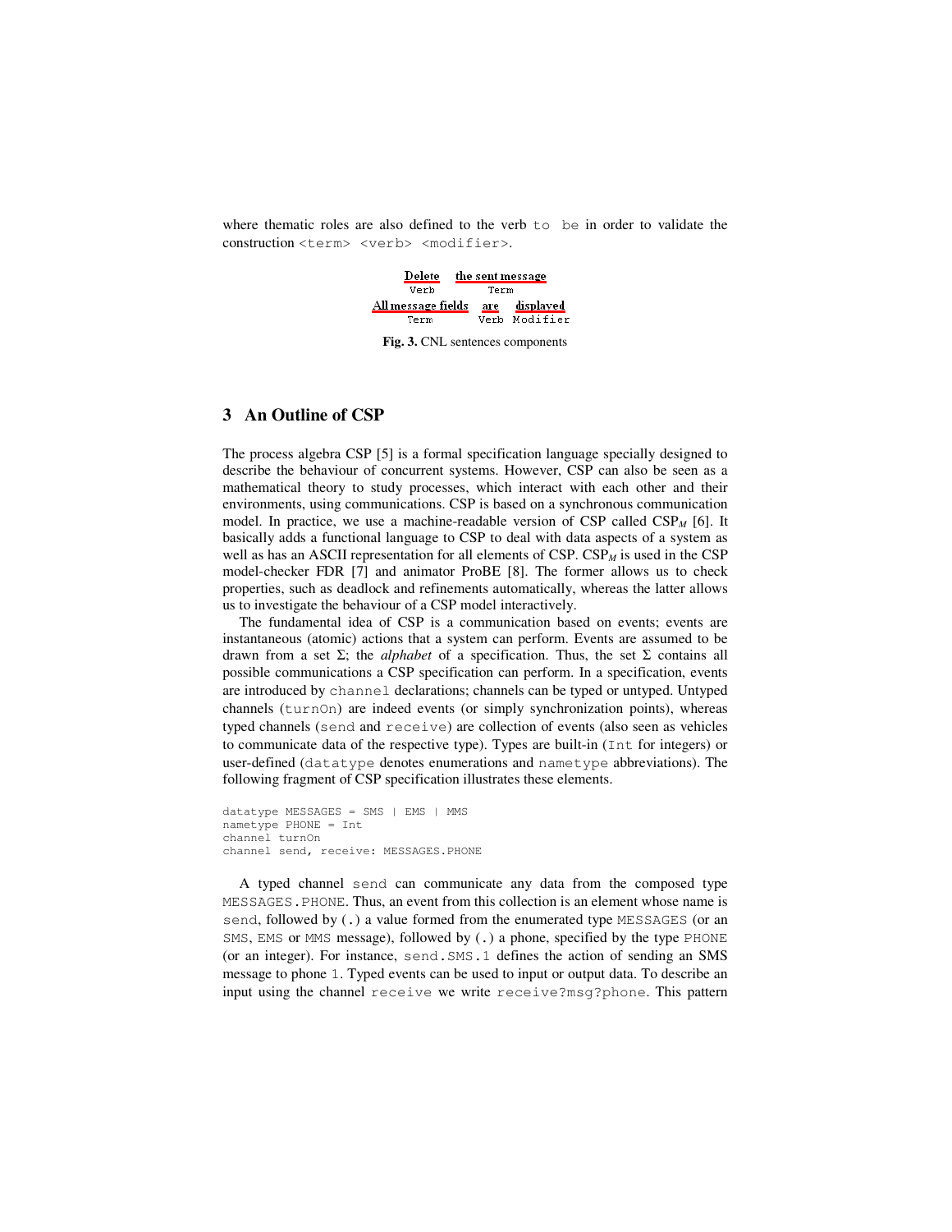where thematic roles are also defined to the verb `to be` in order to validate the construction `<term> <verb> <modifier>`.

| Delete | the sent message | |
|---|---|---|
| Verb | Term | |
| All message fields | are | displayed |
| Term | Verb | Modifier |

**Fig. 3.** CNL sentences components

## 3 An Outline of CSP

The process algebra CSP [5] is a formal specification language specially designed to describe the behaviour of concurrent systems. However, CSP can also be seen as a mathematical theory to study processes, which interact with each other and their environments, using communications. CSP is based on a synchronous communication model. In practice, we use a machine-readable version of CSP called $CSP_M$ [6]. It basically adds a functional language to CSP to deal with data aspects of a system as well as has an ASCII representation for all elements of CSP. $CSP_M$ is used in the CSP model-checker FDR [7] and animator ProBE [8]. The former allows us to check properties, such as deadlock and refinements automatically, whereas the latter allows us to investigate the behaviour of a CSP model interactively.

The fundamental idea of CSP is a communication based on events; events are instantaneous (atomic) actions that a system can perform. Events are assumed to be drawn from a set $\Sigma$; the *alphabet* of a specification. Thus, the set $\Sigma$ contains all possible communications a CSP specification can perform. In a specification, events are introduced by `channel` declarations; channels can be typed or untyped. Untyped channels (`turnOn`) are indeed events (or simply synchronization points), whereas typed channels (`send` and `receive`) are collection of events (also seen as vehicles to communicate data of the respective type). Types are built-in (`Int` for integers) or user-defined (`datatype` denotes enumerations and `nametype` abbreviations). The following fragment of CSP specification illustrates these elements.

```
datatype MESSAGES = SMS | EMS | MMS
nametype PHONE = Int
channel turnOn
channel send, receive: MESSAGES.PHONE
```

A typed channel `send` can communicate any data from the composed type `MESSAGES.PHONE`. Thus, an event from this collection is an element whose name is `send`, followed by (`.`) a value formed from the enumerated type `MESSAGES` (or an `SMS`, `EMS` or `MMS` message), followed by (`.`) a phone, specified by the type `PHONE` (or an integer). For instance, `send.SMS.1` defines the action of sending an SMS message to phone `1`. Typed events can be used to input or output data. To describe an input using the channel `receive` we write `receive?msg?phone`. This pattern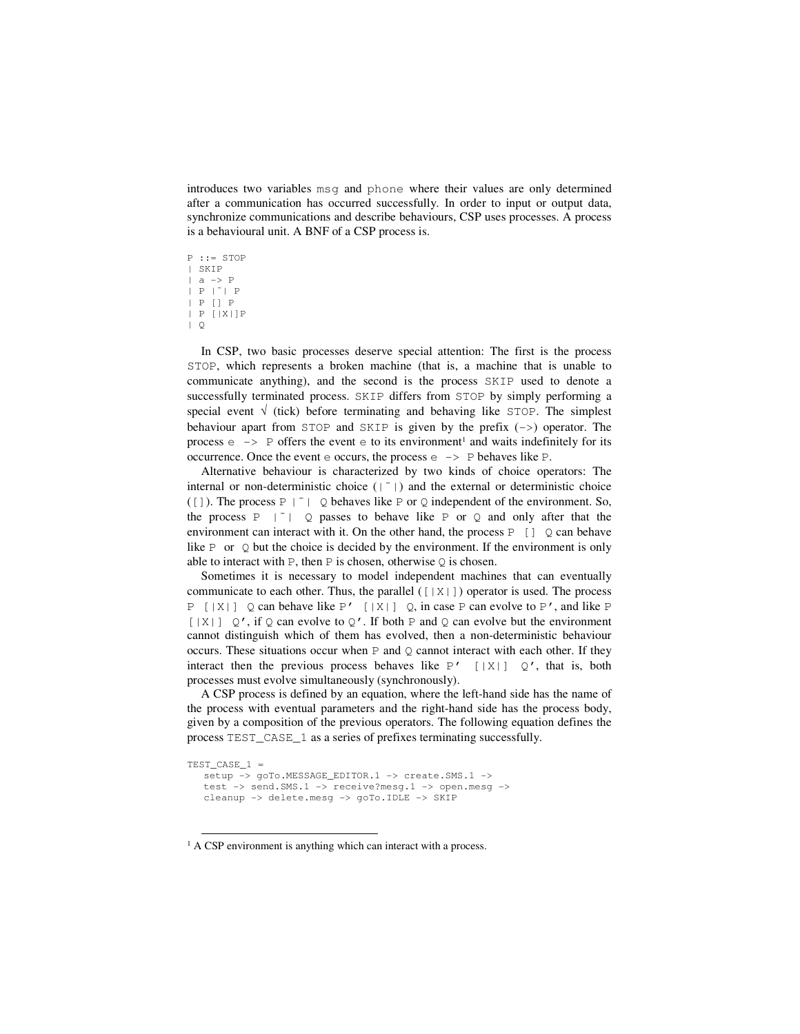introduces two variables `msg` and `phone` where their values are only determined after a communication has occurred successfully. In order to input or output data, synchronize communications and describe behaviours, CSP uses processes. A process is a behavioural unit. A BNF of a CSP process is.

```
P ::= STOP
| SKIP
| a -> P
| P |~| P
| P [] P
| P [|X|]P
| Q
```

In CSP, two basic processes deserve special attention: The first is the process `STOP`, which represents a broken machine (that is, a machine that is unable to communicate anything), and the second is the process `SKIP` used to denote a successfully terminated process. `SKIP` differs from `STOP` by simply performing a special event √ (tick) before terminating and behaving like `STOP`. The simplest behaviour apart from `STOP` and `SKIP` is given by the prefix (`->`) operator. The process `e -> P` offers the event `e` to its environment[1] and waits indefinitely for its occurrence. Once the event `e` occurs, the process `e -> P` behaves like `P`.

Alternative behaviour is characterized by two kinds of choice operators: The internal or non-deterministic choice (`|~|`) and the external or deterministic choice (`[]`). The process `P |~| Q` behaves like `P` or `Q` independent of the environment. So, the process `P |~| Q` passes to behave like `P` or `Q` and only after that the environment can interact with it. On the other hand, the process `P [] Q` can behave like `P` or `Q` but the choice is decided by the environment. If the environment is only able to interact with `P`, then `P` is chosen, otherwise `Q` is chosen.

Sometimes it is necessary to model independent machines that can eventually communicate to each other. Thus, the parallel (`[|X|]`) operator is used. The process `P [|X|] Q` can behave like `P' [|X|] Q`, in case `P` can evolve to `P'`, and like `P [|X|] Q'`, if `Q` can evolve to `Q'`. If both `P` and `Q` can evolve but the environment cannot distinguish which of them has evolved, then a non-deterministic behaviour occurs. These situations occur when `P` and `Q` cannot interact with each other. If they interact then the previous process behaves like `P' [|X|] Q'`, that is, both processes must evolve simultaneously (synchronously).

A CSP process is defined by an equation, where the left-hand side has the name of the process with eventual parameters and the right-hand side has the process body, given by a composition of the previous operators. The following equation defines the process `TEST_CASE_1` as a series of prefixes terminating successfully.

```
TEST_CASE_1 =
   setup -> goTo.MESSAGE_EDITOR.1 -> create.SMS.1 ->
   test -> send.SMS.1 -> receive?mesg.1 -> open.mesg ->
   cleanup -> delete.mesg -> goTo.IDLE -> SKIP
```

[1] A CSP environment is anything which can interact with a process.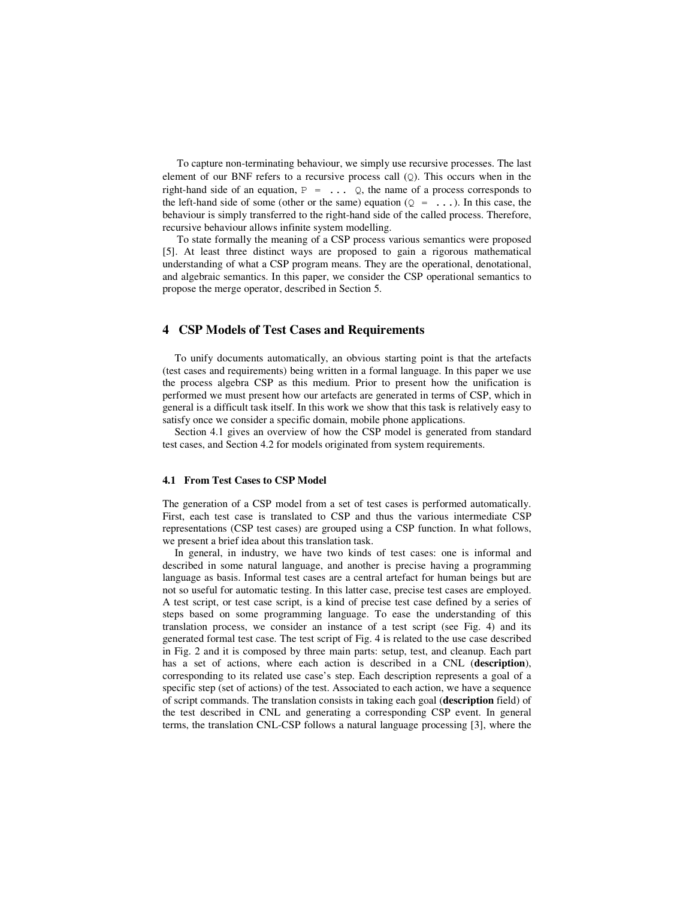To capture non-terminating behaviour, we simply use recursive processes. The last element of our BNF refers to a recursive process call (`Q`). This occurs when in the right-hand side of an equation, `P = ... Q`, the name of a process corresponds to the left-hand side of some (other or the same) equation (`Q = ...`). In this case, the behaviour is simply transferred to the right-hand side of the called process. Therefore, recursive behaviour allows infinite system modelling.

To state formally the meaning of a CSP process various semantics were proposed [5]. At least three distinct ways are proposed to gain a rigorous mathematical understanding of what a CSP program means. They are the operational, denotational, and algebraic semantics. In this paper, we consider the CSP operational semantics to propose the merge operator, described in Section 5.

## 4 CSP Models of Test Cases and Requirements

To unify documents automatically, an obvious starting point is that the artefacts (test cases and requirements) being written in a formal language. In this paper we use the process algebra CSP as this medium. Prior to present how the unification is performed we must present how our artefacts are generated in terms of CSP, which in general is a difficult task itself. In this work we show that this task is relatively easy to satisfy once we consider a specific domain, mobile phone applications.

Section 4.1 gives an overview of how the CSP model is generated from standard test cases, and Section 4.2 for models originated from system requirements.

### 4.1 From Test Cases to CSP Model

The generation of a CSP model from a set of test cases is performed automatically. First, each test case is translated to CSP and thus the various intermediate CSP representations (CSP test cases) are grouped using a CSP function. In what follows, we present a brief idea about this translation task.

In general, in industry, we have two kinds of test cases: one is informal and described in some natural language, and another is precise having a programming language as basis. Informal test cases are a central artefact for human beings but are not so useful for automatic testing. In this latter case, precise test cases are employed. A test script, or test case script, is a kind of precise test case defined by a series of steps based on some programming language. To ease the understanding of this translation process, we consider an instance of a test script (see Fig. 4) and its generated formal test case. The test script of Fig. 4 is related to the use case described in Fig. 2 and it is composed by three main parts: setup, test, and cleanup. Each part has a set of actions, where each action is described in a CNL (**description**), corresponding to its related use case's step. Each description represents a goal of a specific step (set of actions) of the test. Associated to each action, we have a sequence of script commands. The translation consists in taking each goal (**description** field) of the test described in CNL and generating a corresponding CSP event. In general terms, the translation CNL-CSP follows a natural language processing [3], where the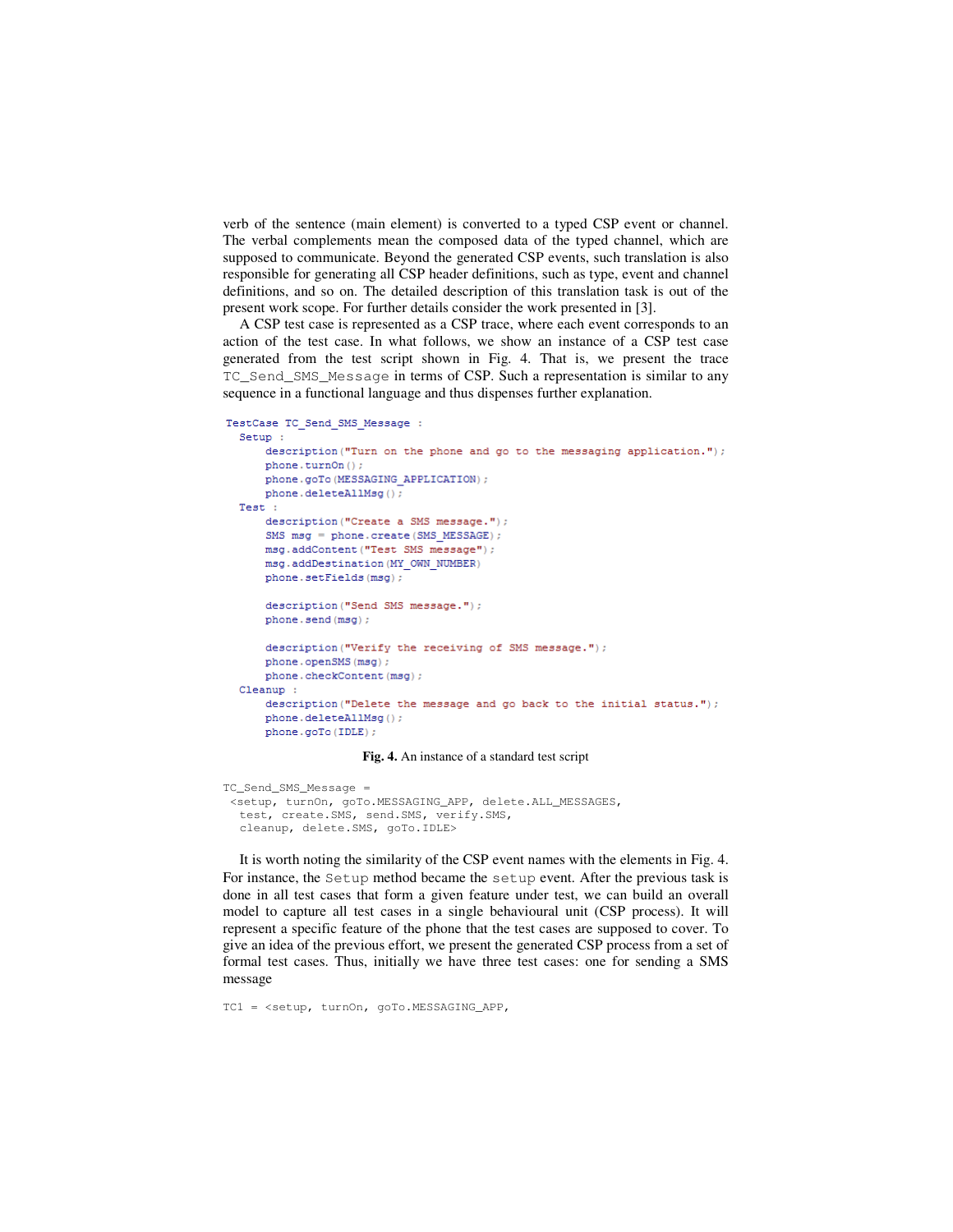verb of the sentence (main element) is converted to a typed CSP event or channel. The verbal complements mean the composed data of the typed channel, which are supposed to communicate. Beyond the generated CSP events, such translation is also responsible for generating all CSP header definitions, such as type, event and channel definitions, and so on. The detailed description of this translation task is out of the present work scope. For further details consider the work presented in [3].

A CSP test case is represented as a CSP trace, where each event corresponds to an action of the test case. In what follows, we show an instance of a CSP test case generated from the test script shown in Fig. 4. That is, we present the trace `TC_Send_SMS_Message` in terms of CSP. Such a representation is similar to any sequence in a functional language and thus dispenses further explanation.

```
TestCase TC_Send_SMS_Message :
  Setup :
      description("Turn on the phone and go to the messaging application.");
      phone.turnOn();
      phone.goTo(MESSAGING_APPLICATION);
      phone.deleteAllMsg();
  Test :
      description("Create a SMS message.");
      SMS msg = phone.create(SMS_MESSAGE);
      msg.addContent("Test SMS message");
      msg.addDestination(MY_OWN_NUMBER)
      phone.setFields(msg);

      description("Send SMS message.");
      phone.send(msg);

      description("Verify the receiving of SMS message.");
      phone.openSMS(msg);
      phone.checkContent(msg);
  Cleanup :
      description("Delete the message and go back to the initial status.");
      phone.deleteAllMsg();
      phone.goTo(IDLE);
```

**Fig. 4.** An instance of a standard test script

```
TC_Send_SMS_Message =
 <setup, turnOn, goTo.MESSAGING_APP, delete.ALL_MESSAGES,
  test, create.SMS, send.SMS, verify.SMS,
  cleanup, delete.SMS, goTo.IDLE>
```

It is worth noting the similarity of the CSP event names with the elements in Fig. 4. For instance, the `Setup` method became the `setup` event. After the previous task is done in all test cases that form a given feature under test, we can build an overall model to capture all test cases in a single behavioural unit (CSP process). It will represent a specific feature of the phone that the test cases are supposed to cover. To give an idea of the previous effort, we present the generated CSP process from a set of formal test cases. Thus, initially we have three test cases: one for sending a SMS message

```
TC1 = <setup, turnOn, goTo.MESSAGING_APP,
```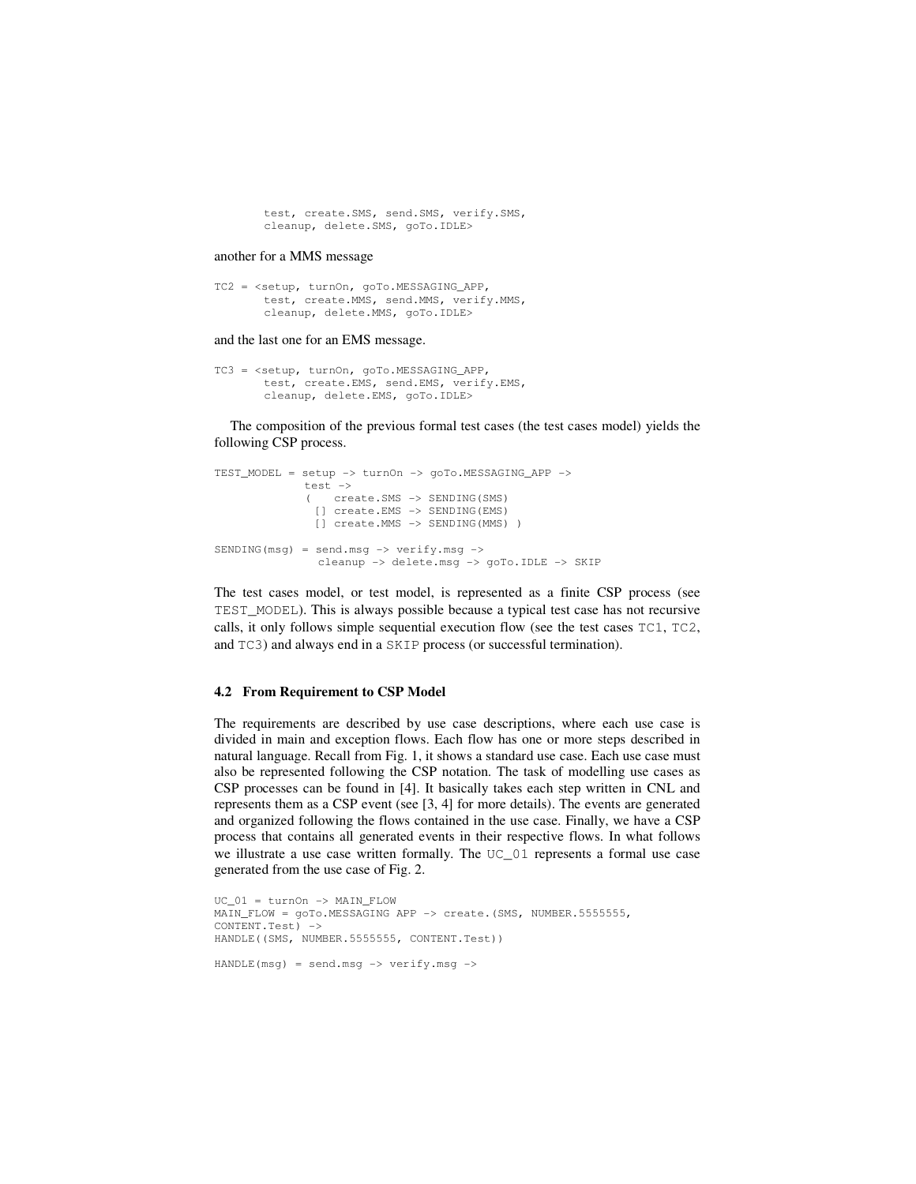```
       test, create.SMS, send.SMS, verify.SMS,
       cleanup, delete.SMS, goTo.IDLE>
```

another for a MMS message

```
TC2 = <setup, turnOn, goTo.MESSAGING_APP,
       test, create.MMS, send.MMS, verify.MMS,
       cleanup, delete.MMS, goTo.IDLE>
```

and the last one for an EMS message.

```
TC3 = <setup, turnOn, goTo.MESSAGING_APP,
       test, create.EMS, send.EMS, verify.EMS,
       cleanup, delete.EMS, goTo.IDLE>
```

The composition of the previous formal test cases (the test cases model) yields the following CSP process.

```
TEST_MODEL = setup -> turnOn -> goTo.MESSAGING_APP ->
             test ->
             (    create.SMS -> SENDING(SMS)
              [] create.EMS -> SENDING(EMS)
              [] create.MMS -> SENDING(MMS) )

SENDING(msg) = send.msg -> verify.msg ->
               cleanup -> delete.msg -> goTo.IDLE -> SKIP
```

The test cases model, or test model, is represented as a finite CSP process (see TEST_MODEL). This is always possible because a typical test case has not recursive calls, it only follows simple sequential execution flow (see the test cases TC1, TC2, and TC3) and always end in a SKIP process (or successful termination).

### 4.2 From Requirement to CSP Model

The requirements are described by use case descriptions, where each use case is divided in main and exception flows. Each flow has one or more steps described in natural language. Recall from Fig. 1, it shows a standard use case. Each use case must also be represented following the CSP notation. The task of modelling use cases as CSP processes can be found in [4]. It basically takes each step written in CNL and represents them as a CSP event (see [3, 4] for more details). The events are generated and organized following the flows contained in the use case. Finally, we have a CSP process that contains all generated events in their respective flows. In what follows we illustrate a use case written formally. The UC_01 represents a formal use case generated from the use case of Fig. 2.

```
UC_01 = turnOn -> MAIN_FLOW
MAIN_FLOW = goTo.MESSAGING APP -> create.(SMS, NUMBER.5555555,
CONTENT.Test) ->
HANDLE((SMS, NUMBER.5555555, CONTENT.Test))

HANDLE(msg) = send.msg -> verify.msg ->
```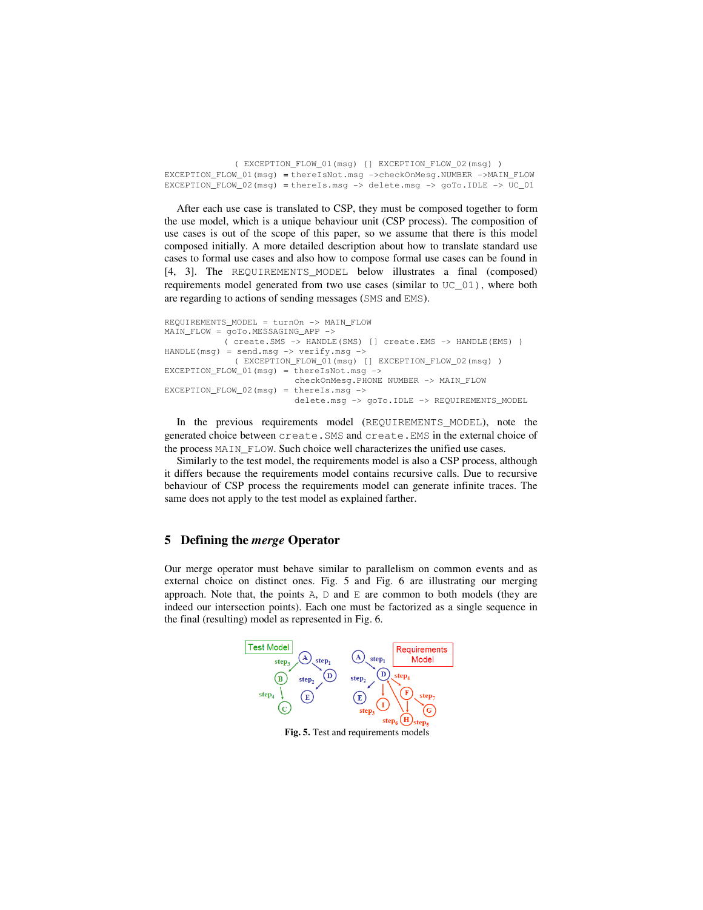```
              ( EXCEPTION_FLOW_01(msg) [] EXCEPTION_FLOW_02(msg) )
EXCEPTION_FLOW_01(msg) = thereIsNot.msg ->checkOnMesg.NUMBER ->MAIN_FLOW
EXCEPTION_FLOW_02(msg) = thereIs.msg -> delete.msg -> goTo.IDLE -> UC_01
```

After each use case is translated to CSP, they must be composed together to form the use model, which is a unique behaviour unit (CSP process). The composition of use cases is out of the scope of this paper, so we assume that there is this model composed initially. A more detailed description about how to translate standard use cases to formal use cases and also how to compose formal use cases can be found in [4, 3]. The `REQUIREMENTS_MODEL` below illustrates a final (composed) requirements model generated from two use cases (similar to `UC_01`), where both are regarding to actions of sending messages (`SMS` and `EMS`).

```
REQUIREMENTS_MODEL = turnOn -> MAIN_FLOW
MAIN_FLOW = goTo.MESSAGING_APP ->
            ( create.SMS -> HANDLE(SMS) [] create.EMS -> HANDLE(EMS) )
HANDLE(msg) = send.msg -> verify.msg ->
              ( EXCEPTION_FLOW_01(msg) [] EXCEPTION_FLOW_02(msg) )
EXCEPTION_FLOW_01(msg) = thereIsNot.msg ->
                         checkOnMesg.PHONE NUMBER -> MAIN_FLOW
EXCEPTION_FLOW_02(msg) = thereIs.msg ->
                         delete.msg -> goTo.IDLE -> REQUIREMENTS_MODEL
```

In the previous requirements model (`REQUIREMENTS_MODEL`), note the generated choice between `create.SMS` and `create.EMS` in the external choice of the process `MAIN_FLOW`. Such choice well characterizes the unified use cases.

Similarly to the test model, the requirements model is also a CSP process, although it differs because the requirements model contains recursive calls. Due to recursive behaviour of CSP process the requirements model can generate infinite traces. The same does not apply to the test model as explained farther.

## 5 Defining the *merge* Operator

Our merge operator must behave similar to parallelism on common events and as external choice on distinct ones. Fig. 5 and Fig. 6 are illustrating our merging approach. Note that, the points `A`, `D` and `E` are common to both models (they are indeed our intersection points). Each one must be factorized as a single sequence in the final (resulting) model as represented in Fig. 6.

**Fig. 5.** Test and requirements models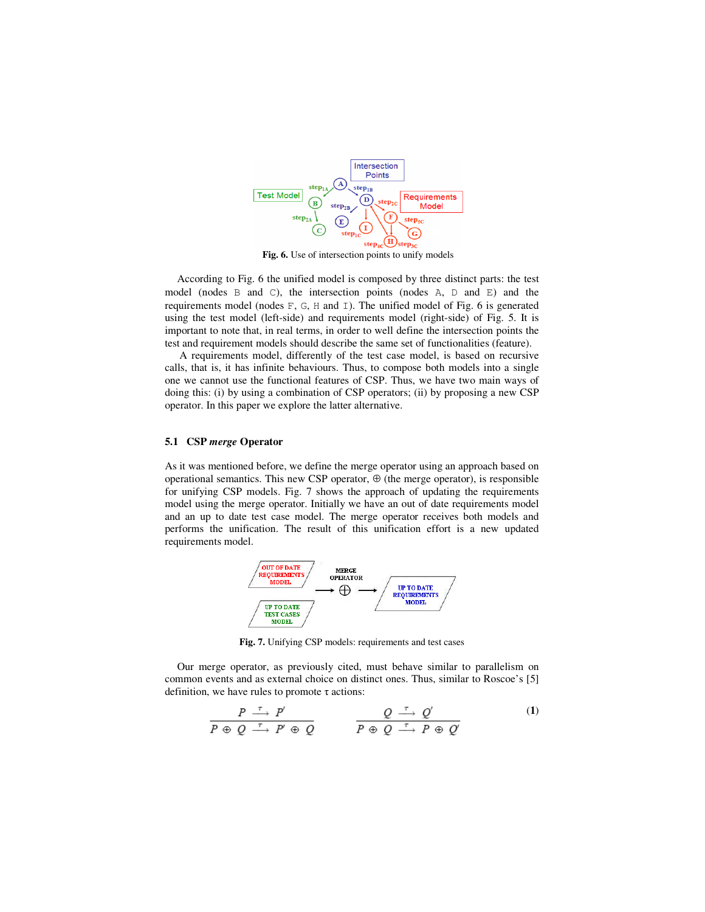Fig. 6. Use of intersection points to unify models

According to Fig. 6 the unified model is composed by three distinct parts: the test model (nodes B and C), the intersection points (nodes A, D and E) and the requirements model (nodes F, G, H and I). The unified model of Fig. 6 is generated using the test model (left-side) and requirements model (right-side) of Fig. 5. It is important to note that, in real terms, in order to well define the intersection points the test and requirement models should describe the same set of functionalities (feature).

A requirements model, differently of the test case model, is based on recursive calls, that is, it has infinite behaviours. Thus, to compose both models into a single one we cannot use the functional features of CSP. Thus, we have two main ways of doing this: (i) by using a combination of CSP operators; (ii) by proposing a new CSP operator. In this paper we explore the latter alternative.

## 5.1 CSP *merge* Operator

As it was mentioned before, we define the merge operator using an approach based on operational semantics. This new CSP operator, $\oplus$ (the merge operator), is responsible for unifying CSP models. Fig. 7 shows the approach of updating the requirements model using the merge operator. Initially we have an out of date requirements model and an up to date test case model. The merge operator receives both models and performs the unification. The result of this unification effort is a new updated requirements model.

Fig. 7. Unifying CSP models: requirements and test cases

Our merge operator, as previously cited, must behave similar to parallelism on common events and as external choice on distinct ones. Thus, similar to Roscoe's [5] definition, we have rules to promote $\tau$ actions:

$$\frac{P \xrightarrow{\tau} P'}{P \oplus Q \xrightarrow{\tau} P' \oplus Q} \qquad \frac{Q \xrightarrow{\tau} Q'}{P \oplus Q \xrightarrow{\tau} P \oplus Q'} \tag{1}$$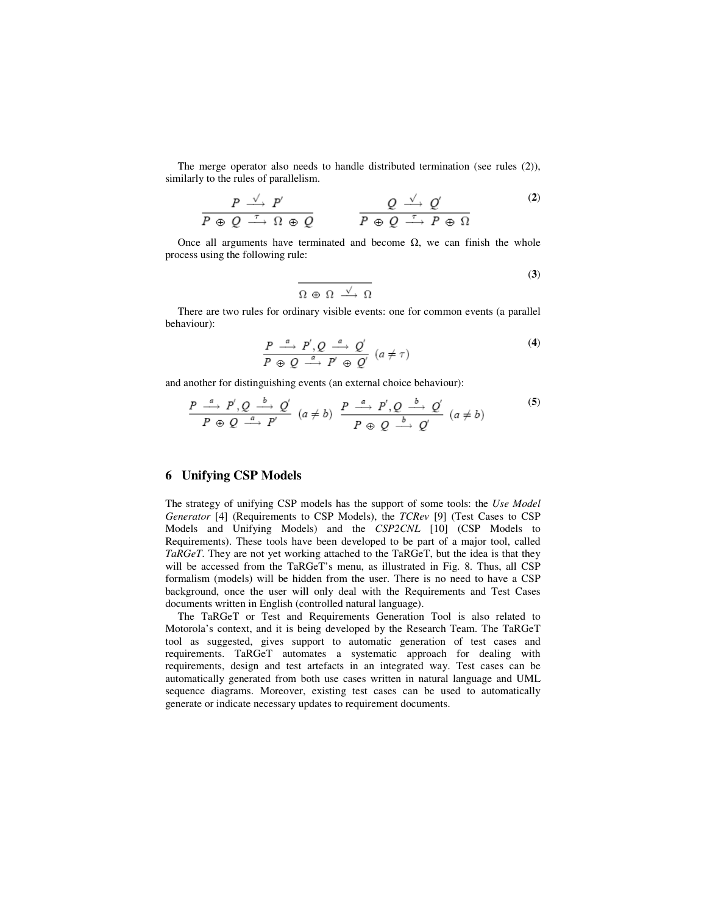The merge operator also needs to handle distributed termination (see rules (2)), similarly to the rules of parallelism.

$$\frac{P \xrightarrow{\checkmark} P'}{P \oplus Q \xrightarrow{\tau} \Omega \oplus Q} \qquad \frac{Q \xrightarrow{\checkmark} Q'}{P \oplus Q \xrightarrow{\tau} P \oplus \Omega} \tag{2}$$

Once all arguments have terminated and become $\Omega$, we can finish the whole process using the following rule:

$$\frac{}{\Omega \oplus \Omega \xrightarrow{\checkmark} \Omega} \tag{3}$$

There are two rules for ordinary visible events: one for common events (a parallel behaviour):

$$\frac{P \xrightarrow{a} P', Q \xrightarrow{a} Q'}{P \oplus Q \xrightarrow{a} P' \oplus Q'} \ (a \neq \tau) \tag{4}$$

and another for distinguishing events (an external choice behaviour):

$$\frac{P \xrightarrow{a} P', Q \xrightarrow{b} Q'}{P \oplus Q \xrightarrow{a} P'} \ (a \neq b) \quad \frac{P \xrightarrow{a} P', Q \xrightarrow{b} Q'}{P \oplus Q \xrightarrow{b} Q'} \ (a \neq b) \tag{5}$$

## 6 Unifying CSP Models

The strategy of unifying CSP models has the support of some tools: the *Use Model Generator* [4] (Requirements to CSP Models), the *TCRev* [9] (Test Cases to CSP Models and Unifying Models) and the *CSP2CNL* [10] (CSP Models to Requirements). These tools have been developed to be part of a major tool, called *TaRGeT*. They are not yet working attached to the TaRGeT, but the idea is that they will be accessed from the TaRGeT's menu, as illustrated in Fig. 8. Thus, all CSP formalism (models) will be hidden from the user. There is no need to have a CSP background, once the user will only deal with the Requirements and Test Cases documents written in English (controlled natural language).

The TaRGeT or Test and Requirements Generation Tool is also related to Motorola's context, and it is being developed by the Research Team. The TaRGeT tool as suggested, gives support to automatic generation of test cases and requirements. TaRGeT automates a systematic approach for dealing with requirements, design and test artefacts in an integrated way. Test cases can be automatically generated from both use cases written in natural language and UML sequence diagrams. Moreover, existing test cases can be used to automatically generate or indicate necessary updates to requirement documents.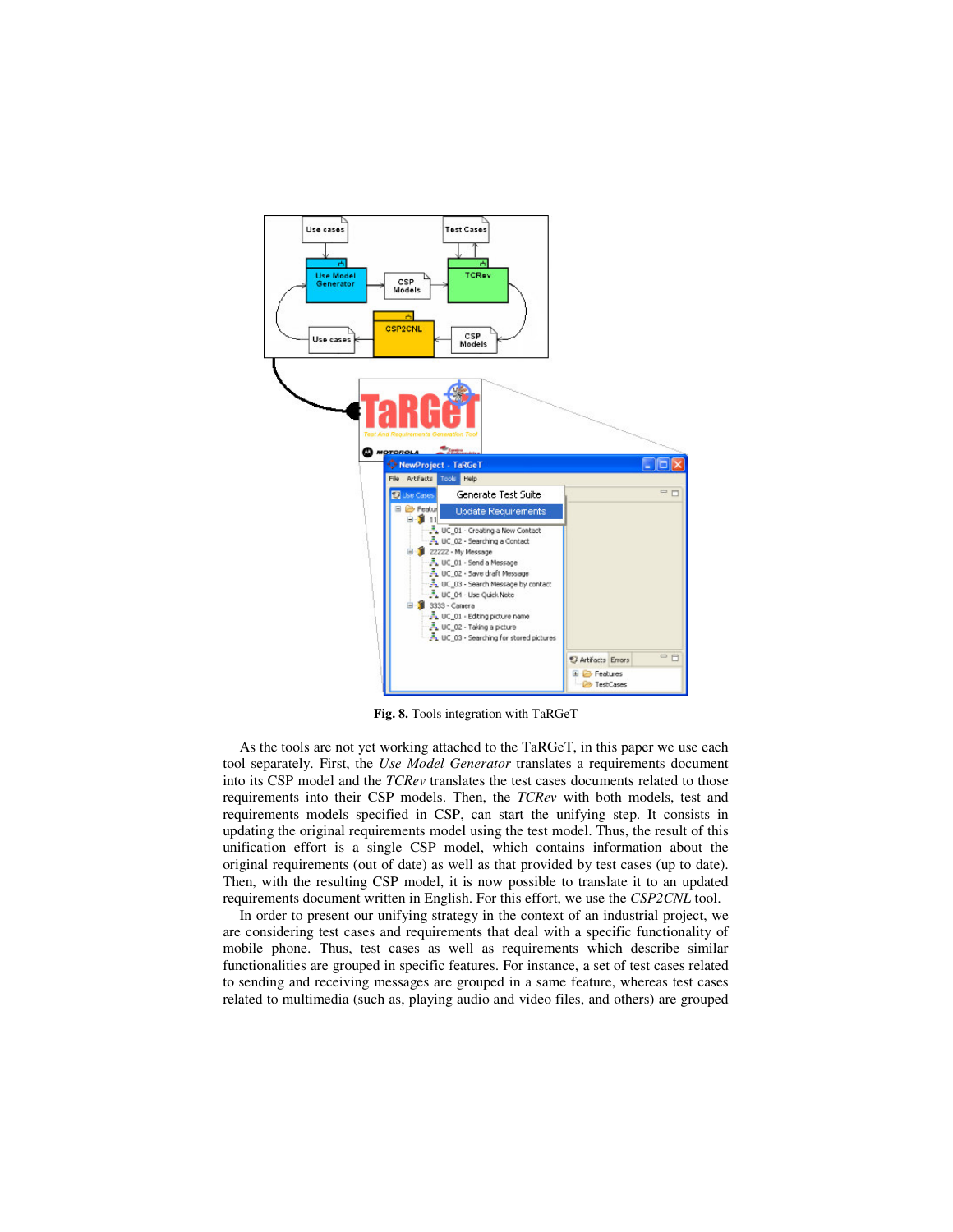**Fig. 8.** Tools integration with TaRGeT

As the tools are not yet working attached to the TaRGeT, in this paper we use each tool separately. First, the *Use Model Generator* translates a requirements document into its CSP model and the *TCRev* translates the test cases documents related to those requirements into their CSP models. Then, the *TCRev* with both models, test and requirements models specified in CSP, can start the unifying step. It consists in updating the original requirements model using the test model. Thus, the result of this unification effort is a single CSP model, which contains information about the original requirements (out of date) as well as that provided by test cases (up to date). Then, with the resulting CSP model, it is now possible to translate it to an updated requirements document written in English. For this effort, we use the *CSP2CNL* tool.

In order to present our unifying strategy in the context of an industrial project, we are considering test cases and requirements that deal with a specific functionality of mobile phone. Thus, test cases as well as requirements which describe similar functionalities are grouped in specific features. For instance, a set of test cases related to sending and receiving messages are grouped in a same feature, whereas test cases related to multimedia (such as, playing audio and video files, and others) are grouped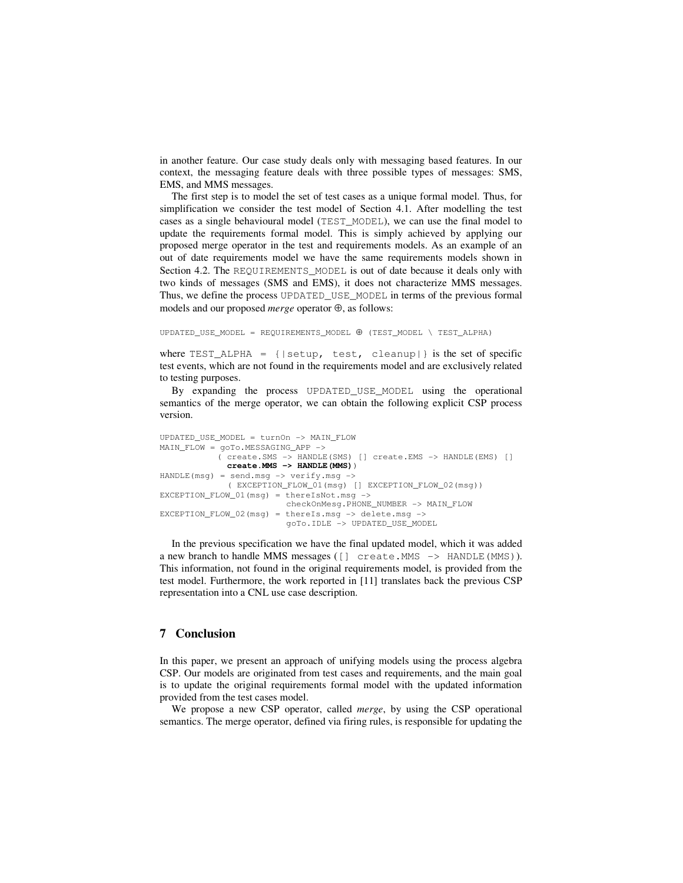in another feature. Our case study deals only with messaging based features. In our context, the messaging feature deals with three possible types of messages: SMS, EMS, and MMS messages.

The first step is to model the set of test cases as a unique formal model. Thus, for simplification we consider the test model of Section 4.1. After modelling the test cases as a single behavioural model (`TEST_MODEL`), we can use the final model to update the requirements formal model. This is simply achieved by applying our proposed merge operator in the test and requirements models. As an example of an out of date requirements model we have the same requirements models shown in Section 4.2. The `REQUIREMENTS_MODEL` is out of date because it deals only with two kinds of messages (SMS and EMS), it does not characterize MMS messages. Thus, we define the process `UPDATED_USE_MODEL` in terms of the previous formal models and our proposed *merge* operator ⊕, as follows:

```
UPDATED_USE_MODEL = REQUIREMENTS_MODEL ⊕ (TEST_MODEL \ TEST_ALPHA)
```

where `TEST_ALPHA = {|setup, test, cleanup|}` is the set of specific test events, which are not found in the requirements model and are exclusively related to testing purposes.

By expanding the process `UPDATED_USE_MODEL` using the operational semantics of the merge operator, we can obtain the following explicit CSP process version.

```
UPDATED_USE_MODEL = turnOn -> MAIN_FLOW
MAIN_FLOW = goTo.MESSAGING_APP ->
           ( create.SMS -> HANDLE(SMS) [] create.EMS -> HANDLE(EMS) []
             create.MMS -> HANDLE(MMS))
HANDLE(msg) = send.msg -> verify.msg ->
             ( EXCEPTION_FLOW_01(msg) [] EXCEPTION_FLOW_02(msg))
EXCEPTION_FLOW_01(msg) = thereIsNot.msg ->
                         checkOnMesg.PHONE_NUMBER -> MAIN_FLOW
EXCEPTION_FLOW_02(msg) = thereIs.msg -> delete.msg ->
                         goTo.IDLE -> UPDATED_USE_MODEL
```

In the previous specification we have the final updated model, which it was added a new branch to handle MMS messages (`[] create.MMS -> HANDLE(MMS)`). This information, not found in the original requirements model, is provided from the test model. Furthermore, the work reported in [11] translates back the previous CSP representation into a CNL use case description.

## 7 Conclusion

In this paper, we present an approach of unifying models using the process algebra CSP. Our models are originated from test cases and requirements, and the main goal is to update the original requirements formal model with the updated information provided from the test cases model.

We propose a new CSP operator, called *merge*, by using the CSP operational semantics. The merge operator, defined via firing rules, is responsible for updating the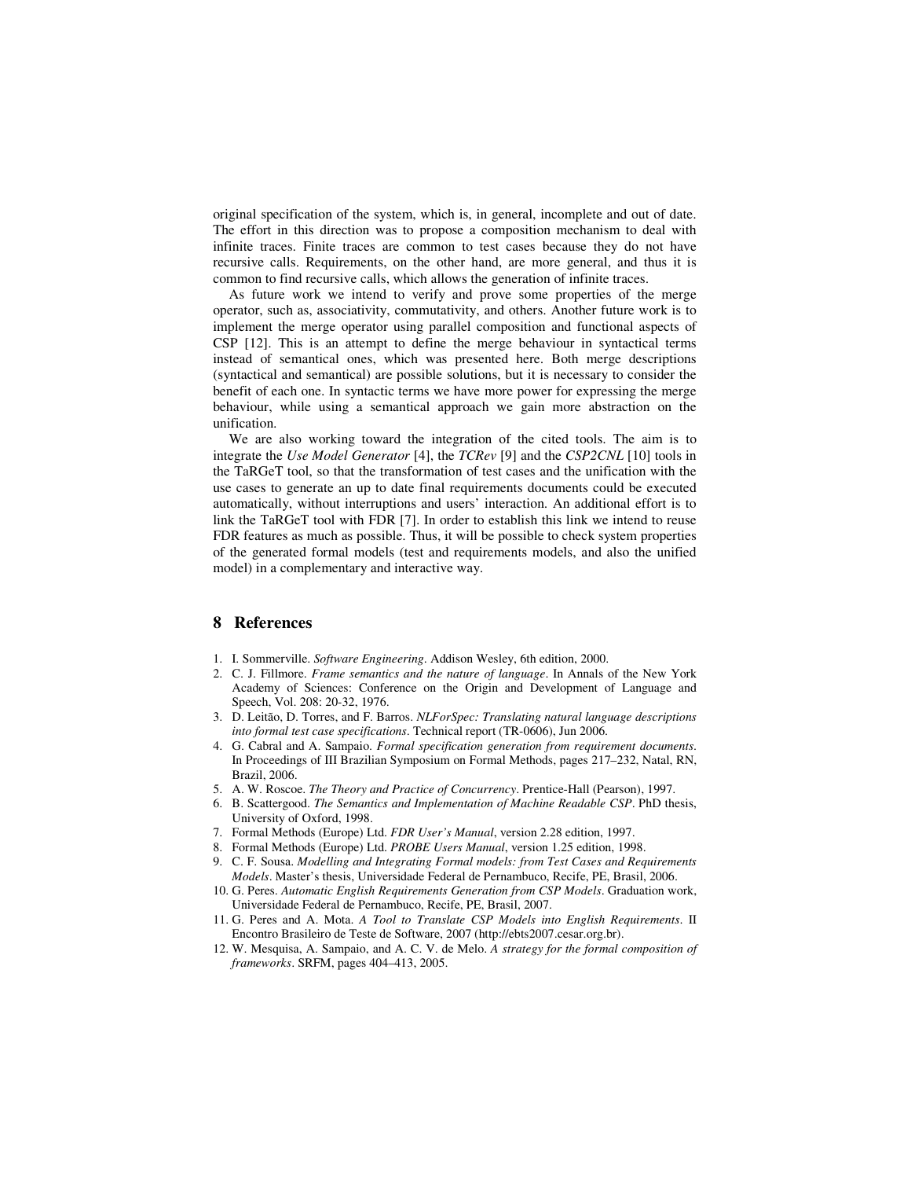original specification of the system, which is, in general, incomplete and out of date. The effort in this direction was to propose a composition mechanism to deal with infinite traces. Finite traces are common to test cases because they do not have recursive calls. Requirements, on the other hand, are more general, and thus it is common to find recursive calls, which allows the generation of infinite traces.

As future work we intend to verify and prove some properties of the merge operator, such as, associativity, commutativity, and others. Another future work is to implement the merge operator using parallel composition and functional aspects of CSP [12]. This is an attempt to define the merge behaviour in syntactical terms instead of semantical ones, which was presented here. Both merge descriptions (syntactical and semantical) are possible solutions, but it is necessary to consider the benefit of each one. In syntactic terms we have more power for expressing the merge behaviour, while using a semantical approach we gain more abstraction on the unification.

We are also working toward the integration of the cited tools. The aim is to integrate the *Use Model Generator* [4], the *TCRev* [9] and the *CSP2CNL* [10] tools in the TaRGeT tool, so that the transformation of test cases and the unification with the use cases to generate an up to date final requirements documents could be executed automatically, without interruptions and users' interaction. An additional effort is to link the TaRGeT tool with FDR [7]. In order to establish this link we intend to reuse FDR features as much as possible. Thus, it will be possible to check system properties of the generated formal models (test and requirements models, and also the unified model) in a complementary and interactive way.

## 8 References

1. I. Sommerville. *Software Engineering*. Addison Wesley, 6th edition, 2000.
2. C. J. Fillmore. *Frame semantics and the nature of language*. In Annals of the New York Academy of Sciences: Conference on the Origin and Development of Language and Speech, Vol. 208: 20-32, 1976.
3. D. Leitão, D. Torres, and F. Barros. *NLForSpec: Translating natural language descriptions into formal test case specifications*. Technical report (TR-0606), Jun 2006.
4. G. Cabral and A. Sampaio. *Formal specification generation from requirement documents*. In Proceedings of III Brazilian Symposium on Formal Methods, pages 217–232, Natal, RN, Brazil, 2006.
5. A. W. Roscoe. *The Theory and Practice of Concurrency*. Prentice-Hall (Pearson), 1997.
6. B. Scattergood. *The Semantics and Implementation of Machine Readable CSP*. PhD thesis, University of Oxford, 1998.
7. Formal Methods (Europe) Ltd. *FDR User's Manual*, version 2.28 edition, 1997.
8. Formal Methods (Europe) Ltd. *PROBE Users Manual*, version 1.25 edition, 1998.
9. C. F. Sousa. *Modelling and Integrating Formal models: from Test Cases and Requirements Models*. Master's thesis, Universidade Federal de Pernambuco, Recife, PE, Brasil, 2006.
10. G. Peres. *Automatic English Requirements Generation from CSP Models*. Graduation work, Universidade Federal de Pernambuco, Recife, PE, Brasil, 2007.
11. G. Peres and A. Mota. *A Tool to Translate CSP Models into English Requirements*. II Encontro Brasileiro de Teste de Software, 2007 (http://ebts2007.cesar.org.br).
12. W. Mesquisa, A. Sampaio, and A. C. V. de Melo. *A strategy for the formal composition of frameworks*. SRFM, pages 404–413, 2005.